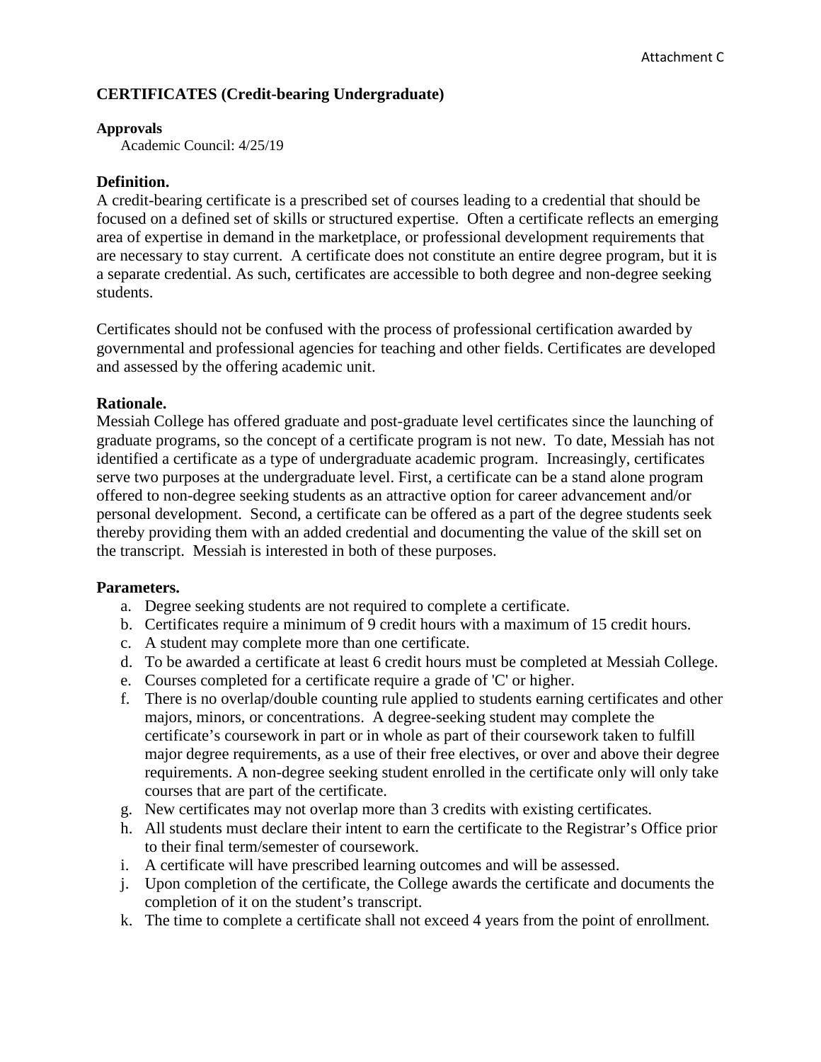Attachment C

## CERTIFICATES (Credit-bearing Undergraduate)

**Approvals**

Academic Council: 4/25/19

### Definition.

A credit-bearing certificate is a prescribed set of courses leading to a credential that should be focused on a defined set of skills or structured expertise. Often a certificate reflects an emerging area of expertise in demand in the marketplace, or professional development requirements that are necessary to stay current. A certificate does not constitute an entire degree program, but it is a separate credential. As such, certificates are accessible to both degree and non-degree seeking students.

Certificates should not be confused with the process of professional certification awarded by governmental and professional agencies for teaching and other fields. Certificates are developed and assessed by the offering academic unit.

### Rationale.

Messiah College has offered graduate and post-graduate level certificates since the launching of graduate programs, so the concept of a certificate program is not new. To date, Messiah has not identified a certificate as a type of undergraduate academic program. Increasingly, certificates serve two purposes at the undergraduate level. First, a certificate can be a stand alone program offered to non-degree seeking students as an attractive option for career advancement and/or personal development. Second, a certificate can be offered as a part of the degree students seek thereby providing them with an added credential and documenting the value of the skill set on the transcript. Messiah is interested in both of these purposes.

### Parameters.

a. Degree seeking students are not required to complete a certificate.
b. Certificates require a minimum of 9 credit hours with a maximum of 15 credit hours.
c. A student may complete more than one certificate.
d. To be awarded a certificate at least 6 credit hours must be completed at Messiah College.
e. Courses completed for a certificate require a grade of 'C' or higher.
f. There is no overlap/double counting rule applied to students earning certificates and other majors, minors, or concentrations. A degree-seeking student may complete the certificate's coursework in part or in whole as part of their coursework taken to fulfill major degree requirements, as a use of their free electives, or over and above their degree requirements. A non-degree seeking student enrolled in the certificate only will only take courses that are part of the certificate.
g. New certificates may not overlap more than 3 credits with existing certificates.
h. All students must declare their intent to earn the certificate to the Registrar's Office prior to their final term/semester of coursework.
i. A certificate will have prescribed learning outcomes and will be assessed.
j. Upon completion of the certificate, the College awards the certificate and documents the completion of it on the student's transcript.
k. The time to complete a certificate shall not exceed 4 years from the point of enrollment.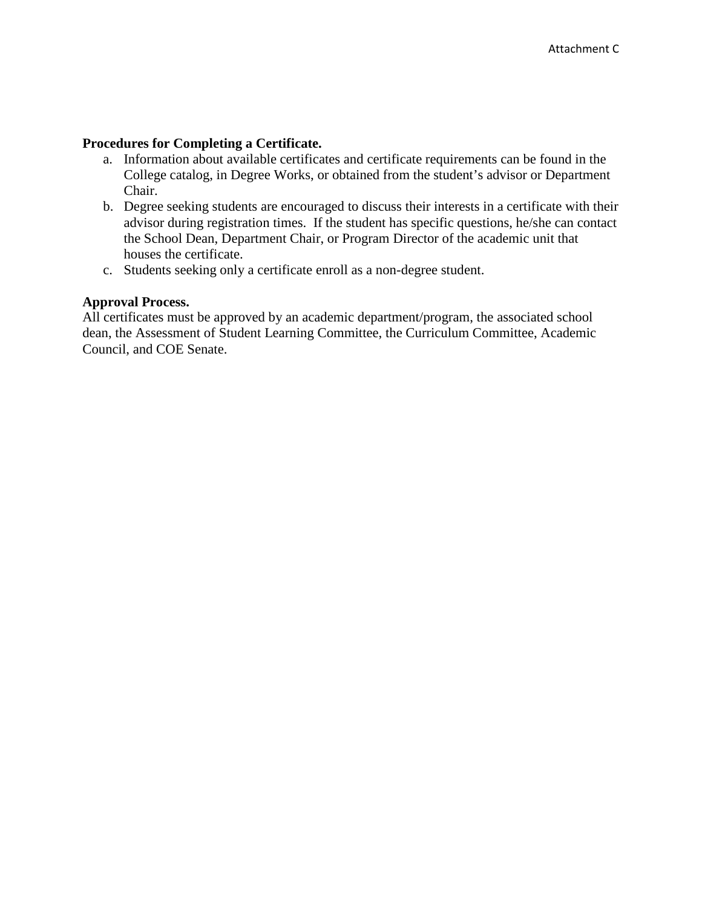**Procedures for Completing a Certificate.**

a. Information about available certificates and certificate requirements can be found in the College catalog, in Degree Works, or obtained from the student's advisor or Department Chair.
b. Degree seeking students are encouraged to discuss their interests in a certificate with their advisor during registration times. If the student has specific questions, he/she can contact the School Dean, Department Chair, or Program Director of the academic unit that houses the certificate.
c. Students seeking only a certificate enroll as a non-degree student.

**Approval Process.**

All certificates must be approved by an academic department/program, the associated school dean, the Assessment of Student Learning Committee, the Curriculum Committee, Academic Council, and COE Senate.